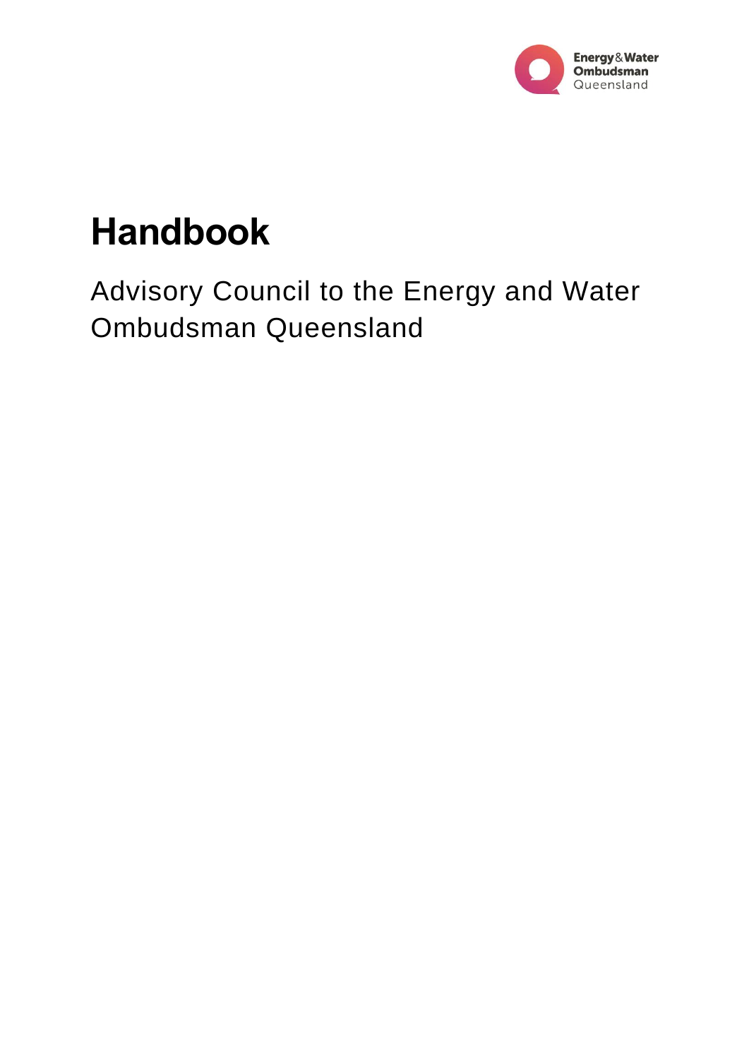Energy & Water Ombudsman Queensland

# Handbook

## Advisory Council to the Energy and Water Ombudsman Queensland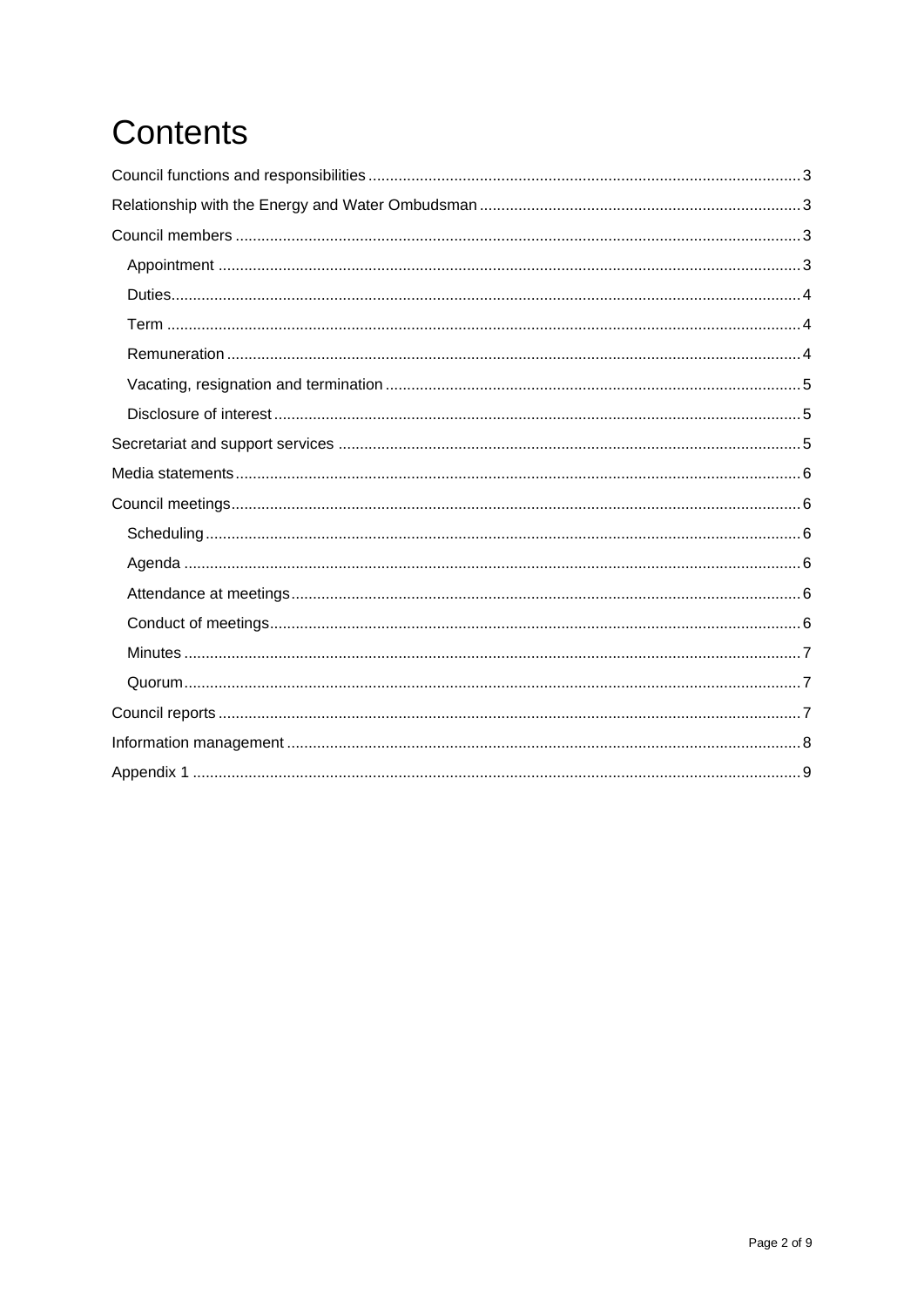# Contents

Council functions and responsibilities ..... 3
Relationship with the Energy and Water Ombudsman ..... 3
Council members ..... 3
- Appointment ..... 3
- Duties ..... 4
- Term ..... 4
- Remuneration ..... 4
- Vacating, resignation and termination ..... 5
- Disclosure of interest ..... 5

Secretariat and support services ..... 5
Media statements ..... 6
Council meetings ..... 6
- Scheduling ..... 6
- Agenda ..... 6
- Attendance at meetings ..... 6
- Conduct of meetings ..... 6
- Minutes ..... 7
- Quorum ..... 7

Council reports ..... 7
Information management ..... 8
Appendix 1 ..... 9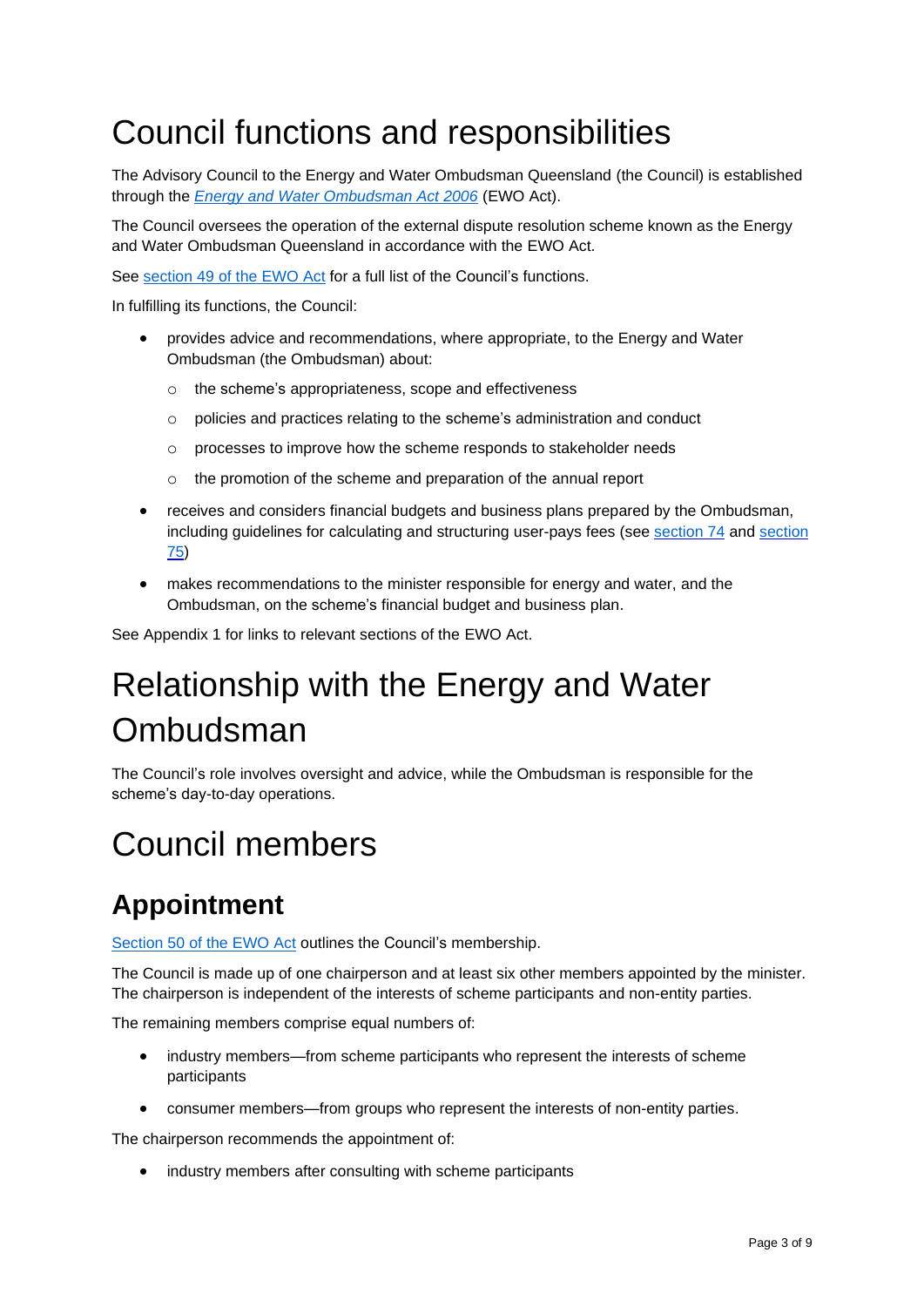# Council functions and responsibilities

The Advisory Council to the Energy and Water Ombudsman Queensland (the Council) is established through the *Energy and Water Ombudsman Act 2006* (EWO Act).

The Council oversees the operation of the external dispute resolution scheme known as the Energy and Water Ombudsman Queensland in accordance with the EWO Act.

See section 49 of the EWO Act for a full list of the Council's functions.

In fulfilling its functions, the Council:

- provides advice and recommendations, where appropriate, to the Energy and Water Ombudsman (the Ombudsman) about:
  - the scheme's appropriateness, scope and effectiveness
  - policies and practices relating to the scheme's administration and conduct
  - processes to improve how the scheme responds to stakeholder needs
  - the promotion of the scheme and preparation of the annual report
- receives and considers financial budgets and business plans prepared by the Ombudsman, including guidelines for calculating and structuring user-pays fees (see section 74 and section 75)
- makes recommendations to the minister responsible for energy and water, and the Ombudsman, on the scheme's financial budget and business plan.

See Appendix 1 for links to relevant sections of the EWO Act.

# Relationship with the Energy and Water Ombudsman

The Council's role involves oversight and advice, while the Ombudsman is responsible for the scheme's day-to-day operations.

# Council members

## Appointment

Section 50 of the EWO Act outlines the Council's membership.

The Council is made up of one chairperson and at least six other members appointed by the minister. The chairperson is independent of the interests of scheme participants and non-entity parties.

The remaining members comprise equal numbers of:

- industry members—from scheme participants who represent the interests of scheme participants
- consumer members—from groups who represent the interests of non-entity parties.

The chairperson recommends the appointment of:

- industry members after consulting with scheme participants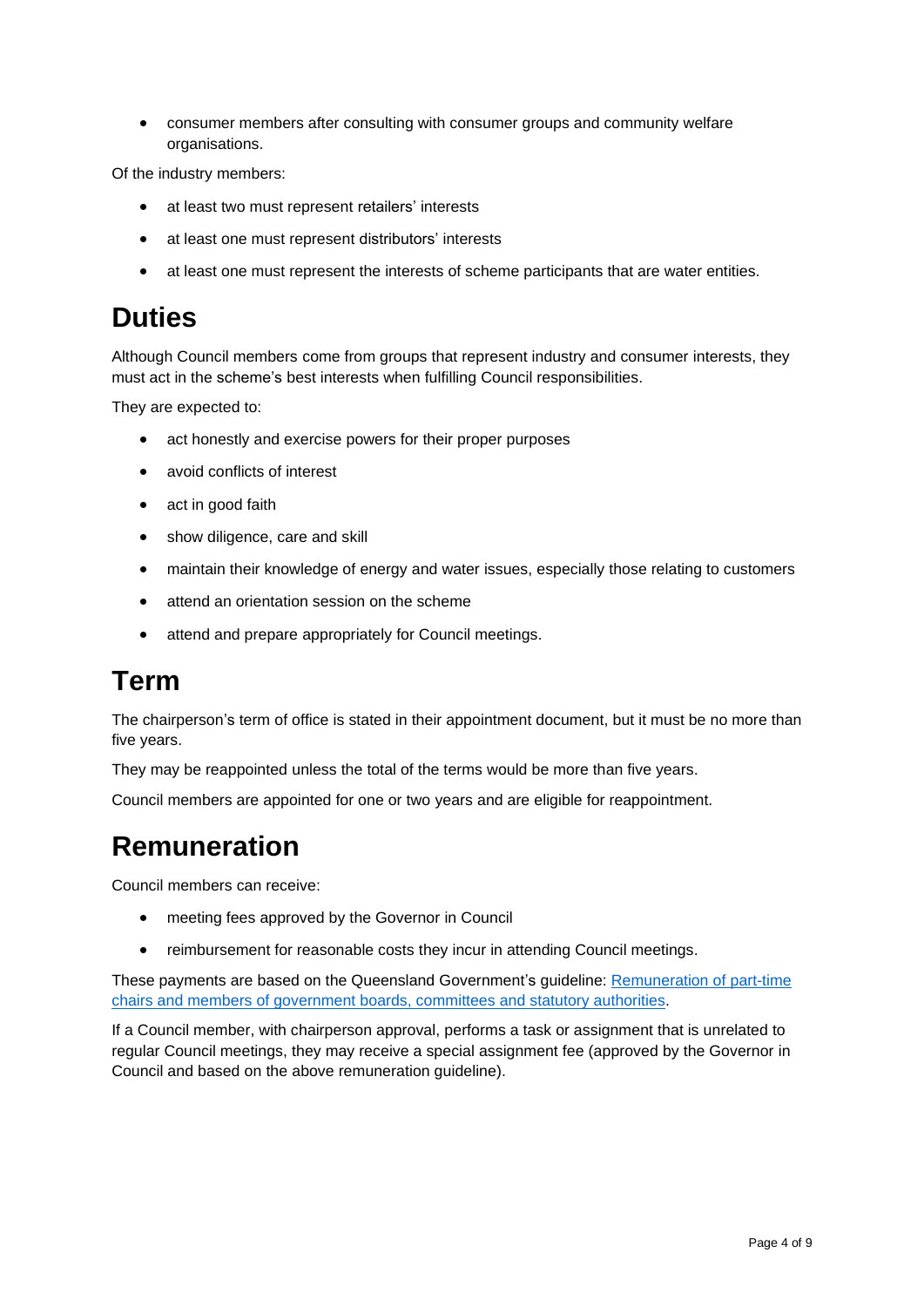- consumer members after consulting with consumer groups and community welfare organisations.

Of the industry members:

- at least two must represent retailers' interests
- at least one must represent distributors' interests
- at least one must represent the interests of scheme participants that are water entities.

# Duties

Although Council members come from groups that represent industry and consumer interests, they must act in the scheme's best interests when fulfilling Council responsibilities.

They are expected to:

- act honestly and exercise powers for their proper purposes
- avoid conflicts of interest
- act in good faith
- show diligence, care and skill
- maintain their knowledge of energy and water issues, especially those relating to customers
- attend an orientation session on the scheme
- attend and prepare appropriately for Council meetings.

# Term

The chairperson's term of office is stated in their appointment document, but it must be no more than five years.

They may be reappointed unless the total of the terms would be more than five years.

Council members are appointed for one or two years and are eligible for reappointment.

# Remuneration

Council members can receive:

- meeting fees approved by the Governor in Council
- reimbursement for reasonable costs they incur in attending Council meetings.

These payments are based on the Queensland Government's guideline: [Remuneration of part-time chairs and members of government boards, committees and statutory authorities](#).

If a Council member, with chairperson approval, performs a task or assignment that is unrelated to regular Council meetings, they may receive a special assignment fee (approved by the Governor in Council and based on the above remuneration guideline).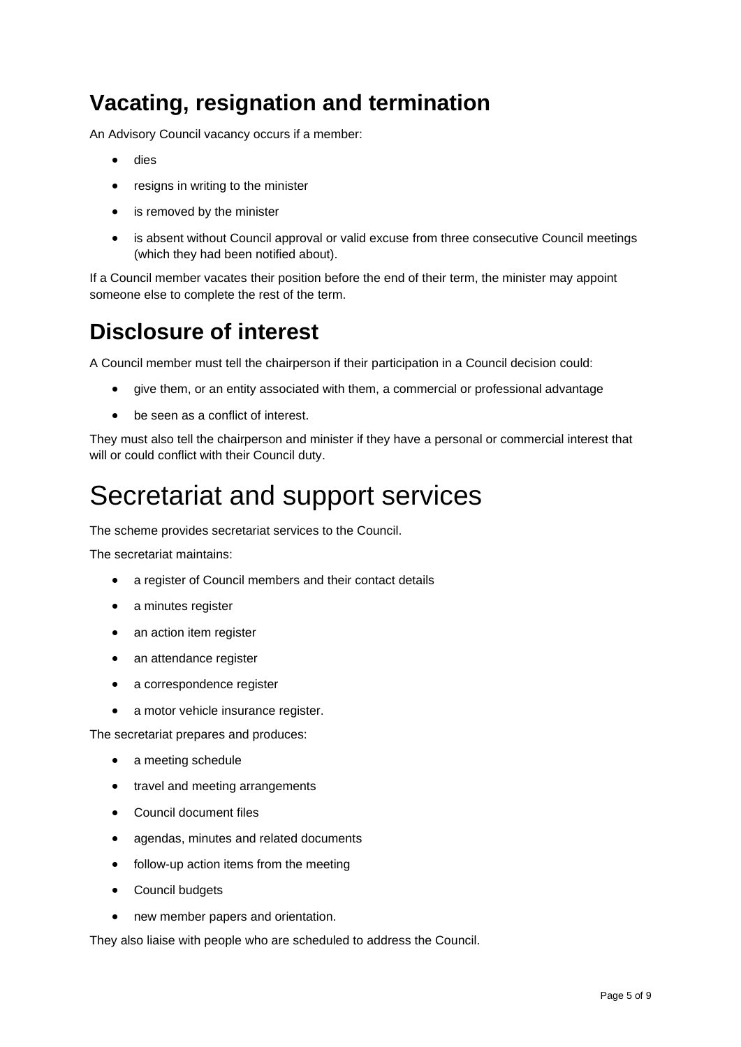## Vacating, resignation and termination

An Advisory Council vacancy occurs if a member:

- dies
- resigns in writing to the minister
- is removed by the minister
- is absent without Council approval or valid excuse from three consecutive Council meetings (which they had been notified about).

If a Council member vacates their position before the end of their term, the minister may appoint someone else to complete the rest of the term.

## Disclosure of interest

A Council member must tell the chairperson if their participation in a Council decision could:

- give them, or an entity associated with them, a commercial or professional advantage
- be seen as a conflict of interest.

They must also tell the chairperson and minister if they have a personal or commercial interest that will or could conflict with their Council duty.

# Secretariat and support services

The scheme provides secretariat services to the Council.

The secretariat maintains:

- a register of Council members and their contact details
- a minutes register
- an action item register
- an attendance register
- a correspondence register
- a motor vehicle insurance register.

The secretariat prepares and produces:

- a meeting schedule
- travel and meeting arrangements
- Council document files
- agendas, minutes and related documents
- follow-up action items from the meeting
- Council budgets
- new member papers and orientation.

They also liaise with people who are scheduled to address the Council.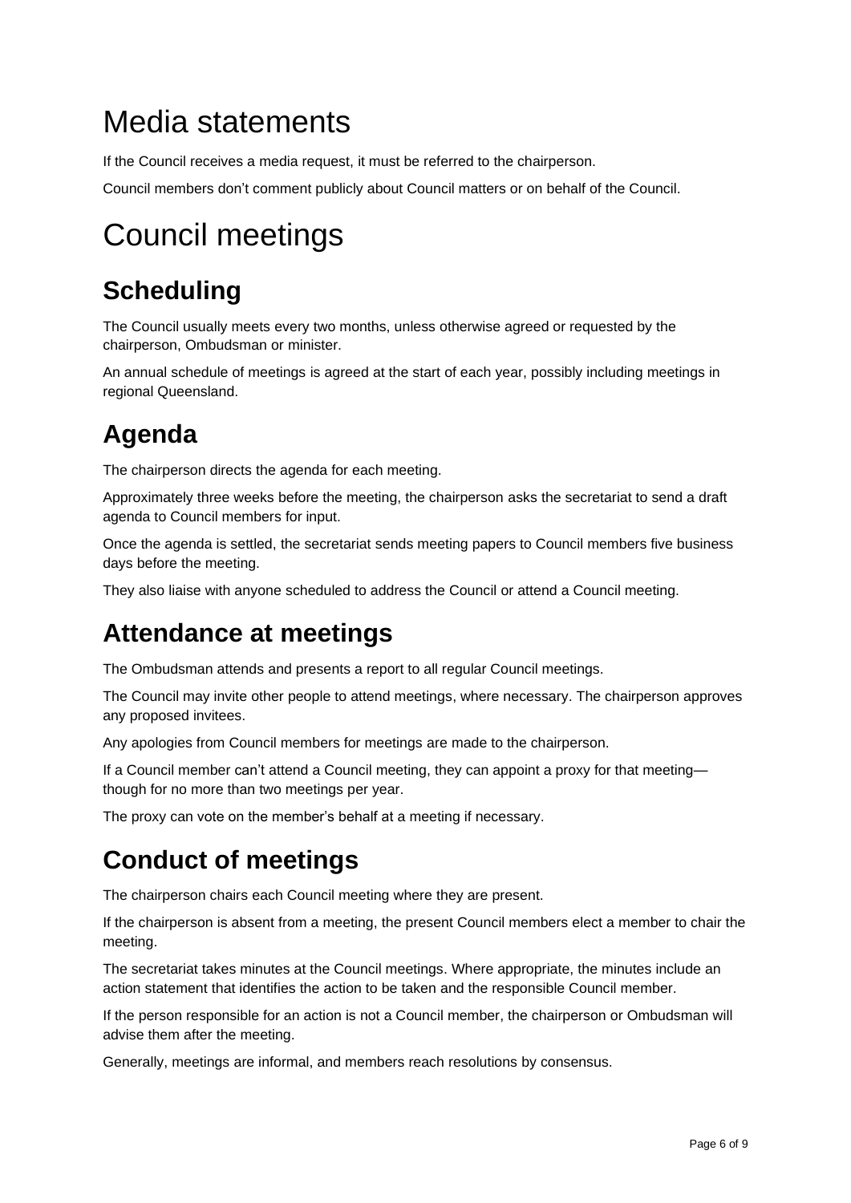# Media statements

If the Council receives a media request, it must be referred to the chairperson.

Council members don't comment publicly about Council matters or on behalf of the Council.

# Council meetings

## Scheduling

The Council usually meets every two months, unless otherwise agreed or requested by the chairperson, Ombudsman or minister.

An annual schedule of meetings is agreed at the start of each year, possibly including meetings in regional Queensland.

## Agenda

The chairperson directs the agenda for each meeting.

Approximately three weeks before the meeting, the chairperson asks the secretariat to send a draft agenda to Council members for input.

Once the agenda is settled, the secretariat sends meeting papers to Council members five business days before the meeting.

They also liaise with anyone scheduled to address the Council or attend a Council meeting.

## Attendance at meetings

The Ombudsman attends and presents a report to all regular Council meetings.

The Council may invite other people to attend meetings, where necessary. The chairperson approves any proposed invitees.

Any apologies from Council members for meetings are made to the chairperson.

If a Council member can't attend a Council meeting, they can appoint a proxy for that meeting—though for no more than two meetings per year.

The proxy can vote on the member's behalf at a meeting if necessary.

## Conduct of meetings

The chairperson chairs each Council meeting where they are present.

If the chairperson is absent from a meeting, the present Council members elect a member to chair the meeting.

The secretariat takes minutes at the Council meetings. Where appropriate, the minutes include an action statement that identifies the action to be taken and the responsible Council member.

If the person responsible for an action is not a Council member, the chairperson or Ombudsman will advise them after the meeting.

Generally, meetings are informal, and members reach resolutions by consensus.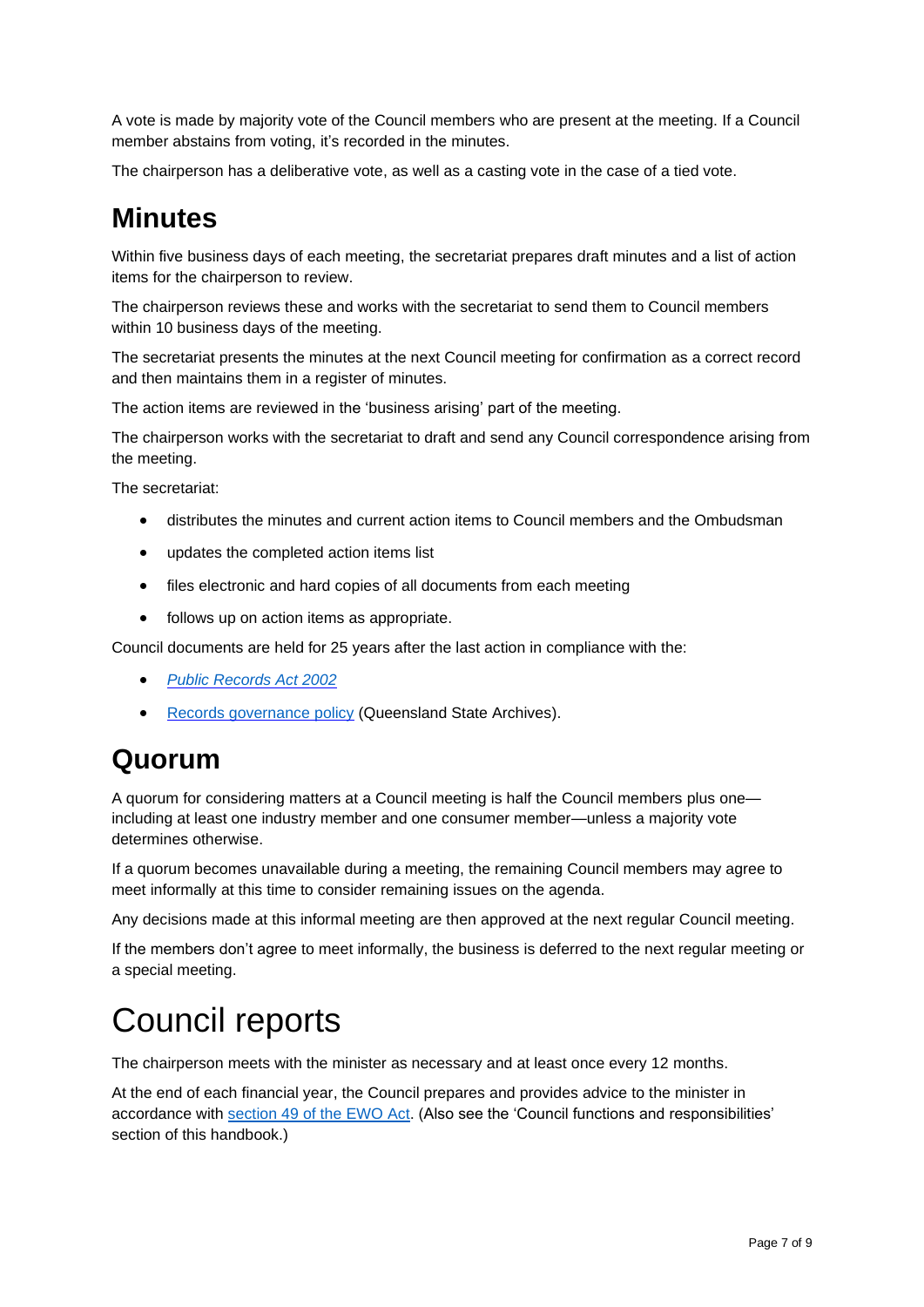A vote is made by majority vote of the Council members who are present at the meeting. If a Council member abstains from voting, it's recorded in the minutes.

The chairperson has a deliberative vote, as well as a casting vote in the case of a tied vote.

## Minutes

Within five business days of each meeting, the secretariat prepares draft minutes and a list of action items for the chairperson to review.

The chairperson reviews these and works with the secretariat to send them to Council members within 10 business days of the meeting.

The secretariat presents the minutes at the next Council meeting for confirmation as a correct record and then maintains them in a register of minutes.

The action items are reviewed in the 'business arising' part of the meeting.

The chairperson works with the secretariat to draft and send any Council correspondence arising from the meeting.

The secretariat:

- distributes the minutes and current action items to Council members and the Ombudsman
- updates the completed action items list
- files electronic and hard copies of all documents from each meeting
- follows up on action items as appropriate.

Council documents are held for 25 years after the last action in compliance with the:

- *Public Records Act 2002*
- Records governance policy (Queensland State Archives).

## Quorum

A quorum for considering matters at a Council meeting is half the Council members plus one—including at least one industry member and one consumer member—unless a majority vote determines otherwise.

If a quorum becomes unavailable during a meeting, the remaining Council members may agree to meet informally at this time to consider remaining issues on the agenda.

Any decisions made at this informal meeting are then approved at the next regular Council meeting.

If the members don't agree to meet informally, the business is deferred to the next regular meeting or a special meeting.

# Council reports

The chairperson meets with the minister as necessary and at least once every 12 months.

At the end of each financial year, the Council prepares and provides advice to the minister in accordance with section 49 of the EWO Act. (Also see the 'Council functions and responsibilities' section of this handbook.)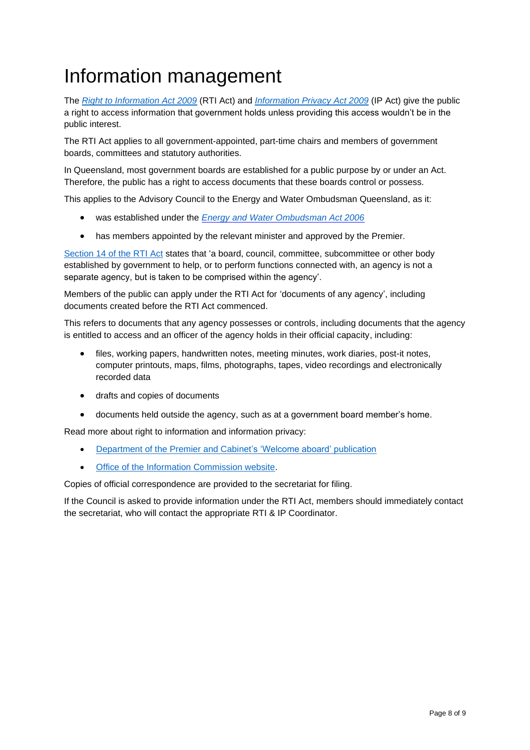# Information management

The *Right to Information Act 2009* (RTI Act) and *Information Privacy Act 2009* (IP Act) give the public a right to access information that government holds unless providing this access wouldn't be in the public interest.

The RTI Act applies to all government-appointed, part-time chairs and members of government boards, committees and statutory authorities.

In Queensland, most government boards are established for a public purpose by or under an Act. Therefore, the public has a right to access documents that these boards control or possess.

This applies to the Advisory Council to the Energy and Water Ombudsman Queensland, as it:

- was established under the *Energy and Water Ombudsman Act 2006*
- has members appointed by the relevant minister and approved by the Premier.

Section 14 of the RTI Act states that 'a board, council, committee, subcommittee or other body established by government to help, or to perform functions connected with, an agency is not a separate agency, but is taken to be comprised within the agency'.

Members of the public can apply under the RTI Act for 'documents of any agency', including documents created before the RTI Act commenced.

This refers to documents that any agency possesses or controls, including documents that the agency is entitled to access and an officer of the agency holds in their official capacity, including:

- files, working papers, handwritten notes, meeting minutes, work diaries, post-it notes, computer printouts, maps, films, photographs, tapes, video recordings and electronically recorded data
- drafts and copies of documents
- documents held outside the agency, such as at a government board member's home.

Read more about right to information and information privacy:

- Department of the Premier and Cabinet's 'Welcome aboard' publication
- Office of the Information Commission website.

Copies of official correspondence are provided to the secretariat for filing.

If the Council is asked to provide information under the RTI Act, members should immediately contact the secretariat, who will contact the appropriate RTI & IP Coordinator.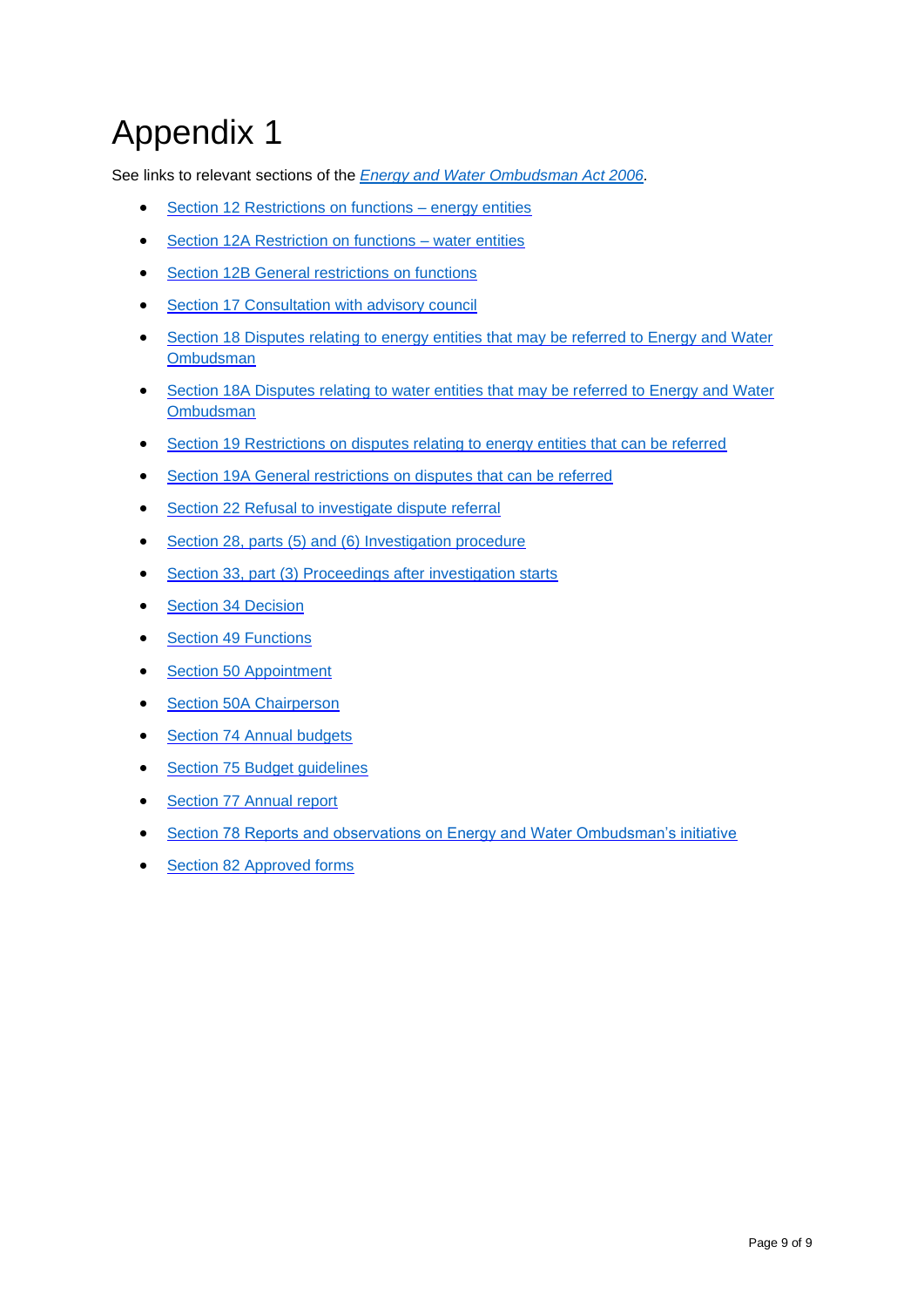# Appendix 1

See links to relevant sections of the *Energy and Water Ombudsman Act 2006*.

- Section 12 Restrictions on functions – energy entities
- Section 12A Restriction on functions – water entities
- Section 12B General restrictions on functions
- Section 17 Consultation with advisory council
- Section 18 Disputes relating to energy entities that may be referred to Energy and Water Ombudsman
- Section 18A Disputes relating to water entities that may be referred to Energy and Water Ombudsman
- Section 19 Restrictions on disputes relating to energy entities that can be referred
- Section 19A General restrictions on disputes that can be referred
- Section 22 Refusal to investigate dispute referral
- Section 28, parts (5) and (6) Investigation procedure
- Section 33, part (3) Proceedings after investigation starts
- Section 34 Decision
- Section 49 Functions
- Section 50 Appointment
- Section 50A Chairperson
- Section 74 Annual budgets
- Section 75 Budget guidelines
- Section 77 Annual report
- Section 78 Reports and observations on Energy and Water Ombudsman's initiative
- Section 82 Approved forms